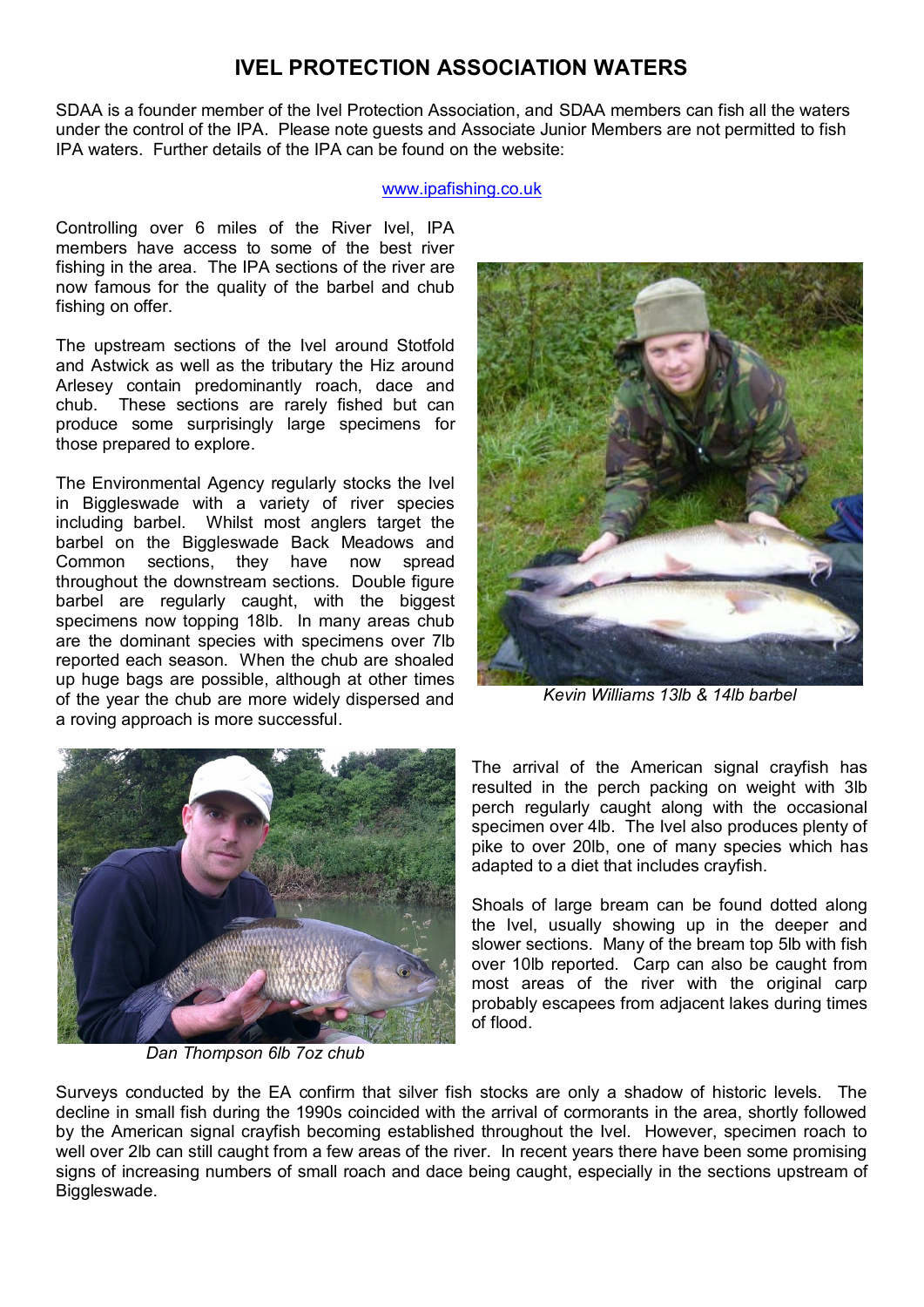# IVEL PROTECTION ASSOCIATION WATERS

SDAA is a founder member of the Ivel Protection Association, and SDAA members can fish all the waters under the control of the IPA. Please note guests and Associate Junior Members are not permitted to fish IPA waters. Further details of the IPA can be found on the website:

www.ipafishing.co.uk

Controlling over 6 miles of the River Ivel, IPA members have access to some of the best river fishing in the area. The IPA sections of the river are now famous for the quality of the barbel and chub fishing on offer.

The upstream sections of the Ivel around Stotfold and Astwick as well as the tributary the Hiz around Arlesey contain predominantly roach, dace and chub. These sections are rarely fished but can produce some surprisingly large specimens for those prepared to explore.

The Environmental Agency regularly stocks the Ivel in Biggleswade with a variety of river species including barbel. Whilst most anglers target the barbel on the Biggleswade Back Meadows and Common sections, they have now spread throughout the downstream sections. Double figure barbel are regularly caught, with the biggest specimens now topping 18lb. In many areas chub are the dominant species with specimens over 7lb reported each season. When the chub are shoaled up huge bags are possible, although at other times of the year the chub are more widely dispersed and a roving approach is more successful.

*Kevin Williams 13lb & 14lb barbel*

*Dan Thompson 6lb 7oz chub*

The arrival of the American signal crayfish has resulted in the perch packing on weight with 3lb perch regularly caught along with the occasional specimen over 4lb. The Ivel also produces plenty of pike to over 20lb, one of many species which has adapted to a diet that includes crayfish.

Shoals of large bream can be found dotted along the Ivel, usually showing up in the deeper and slower sections. Many of the bream top 5lb with fish over 10lb reported. Carp can also be caught from most areas of the river with the original carp probably escapees from adjacent lakes during times of flood.

Surveys conducted by the EA confirm that silver fish stocks are only a shadow of historic levels. The decline in small fish during the 1990s coincided with the arrival of cormorants in the area, shortly followed by the American signal crayfish becoming established throughout the Ivel. However, specimen roach to well over 2lb can still caught from a few areas of the river. In recent years there have been some promising signs of increasing numbers of small roach and dace being caught, especially in the sections upstream of Biggleswade.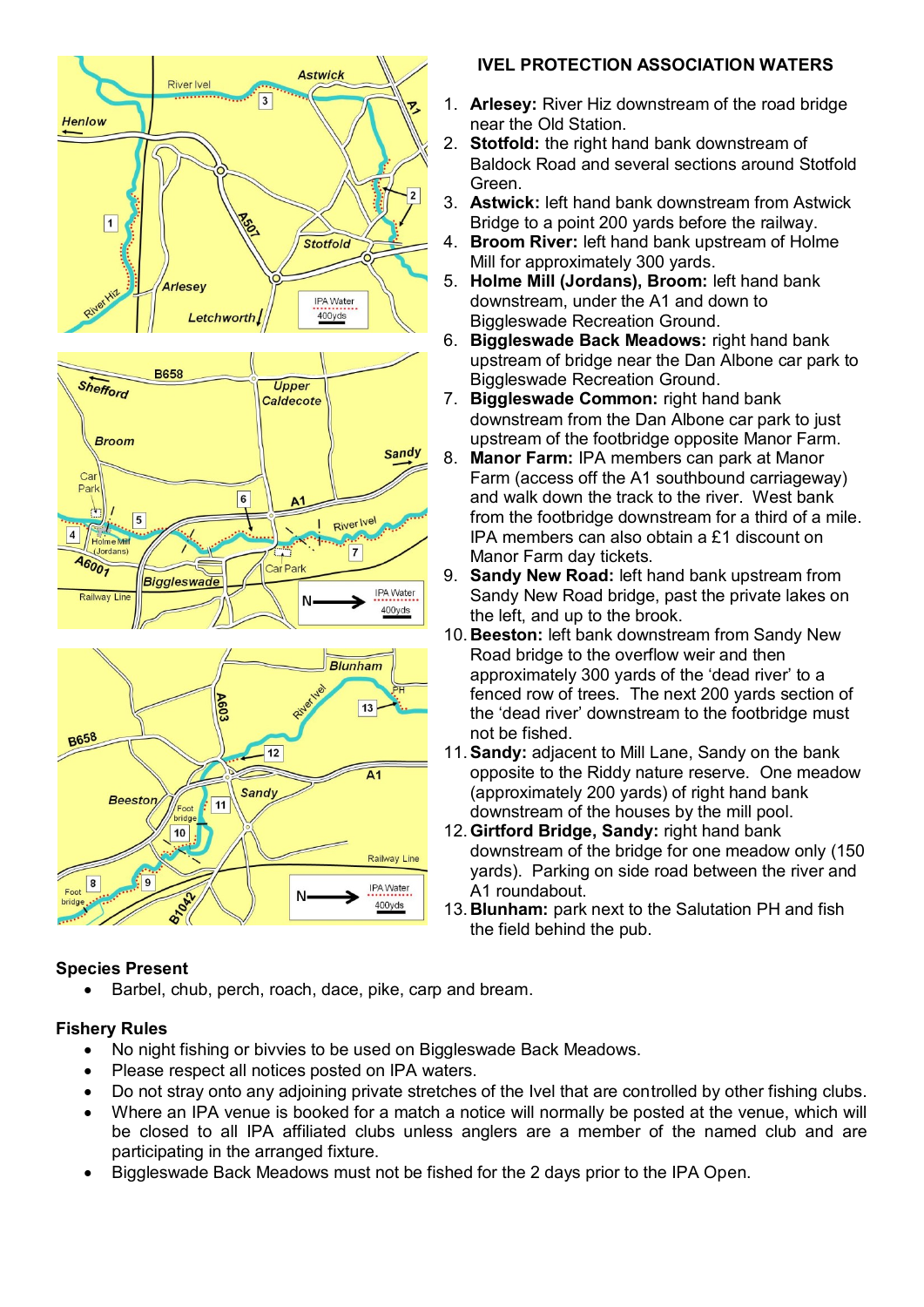## IVEL PROTECTION ASSOCIATION WATERS

1. **Arlesey:** River Hiz downstream of the road bridge near the Old Station.
2. **Stotfold:** the right hand bank downstream of Baldock Road and several sections around Stotfold Green.
3. **Astwick:** left hand bank downstream from Astwick Bridge to a point 200 yards before the railway.
4. **Broom River:** left hand bank upstream of Holme Mill for approximately 300 yards.
5. **Holme Mill (Jordans), Broom:** left hand bank downstream, under the A1 and down to Biggleswade Recreation Ground.
6. **Biggleswade Back Meadows:** right hand bank upstream of bridge near the Dan Albone car park to Biggleswade Recreation Ground.
7. **Biggleswade Common:** right hand bank downstream from the Dan Albone car park to just upstream of the footbridge opposite Manor Farm.
8. **Manor Farm:** IPA members can park at Manor Farm (access off the A1 southbound carriageway) and walk down the track to the river. West bank from the footbridge downstream for a third of a mile. IPA members can also obtain a £1 discount on Manor Farm day tickets.
9. **Sandy New Road:** left hand bank upstream from Sandy New Road bridge, past the private lakes on the left, and up to the brook.
10. **Beeston:** left bank downstream from Sandy New Road bridge to the overflow weir and then approximately 300 yards of the 'dead river' to a fenced row of trees. The next 200 yards section of the 'dead river' downstream to the footbridge must not be fished.
11. **Sandy:** adjacent to Mill Lane, Sandy on the bank opposite to the Riddy nature reserve. One meadow (approximately 200 yards) of right hand bank downstream of the houses by the mill pool.
12. **Girtford Bridge, Sandy:** right hand bank downstream of the bridge for one meadow only (150 yards). Parking on side road between the river and A1 roundabout.
13. **Blunham:** park next to the Salutation PH and fish the field behind the pub.

### Species Present

- Barbel, chub, perch, roach, dace, pike, carp and bream.

### Fishery Rules

- No night fishing or bivvies to be used on Biggleswade Back Meadows.
- Please respect all notices posted on IPA waters.
- Do not stray onto any adjoining private stretches of the Ivel that are controlled by other fishing clubs.
- Where an IPA venue is booked for a match a notice will normally be posted at the venue, which will be closed to all IPA affiliated clubs unless anglers are a member of the named club and are participating in the arranged fixture.
- Biggleswade Back Meadows must not be fished for the 2 days prior to the IPA Open.